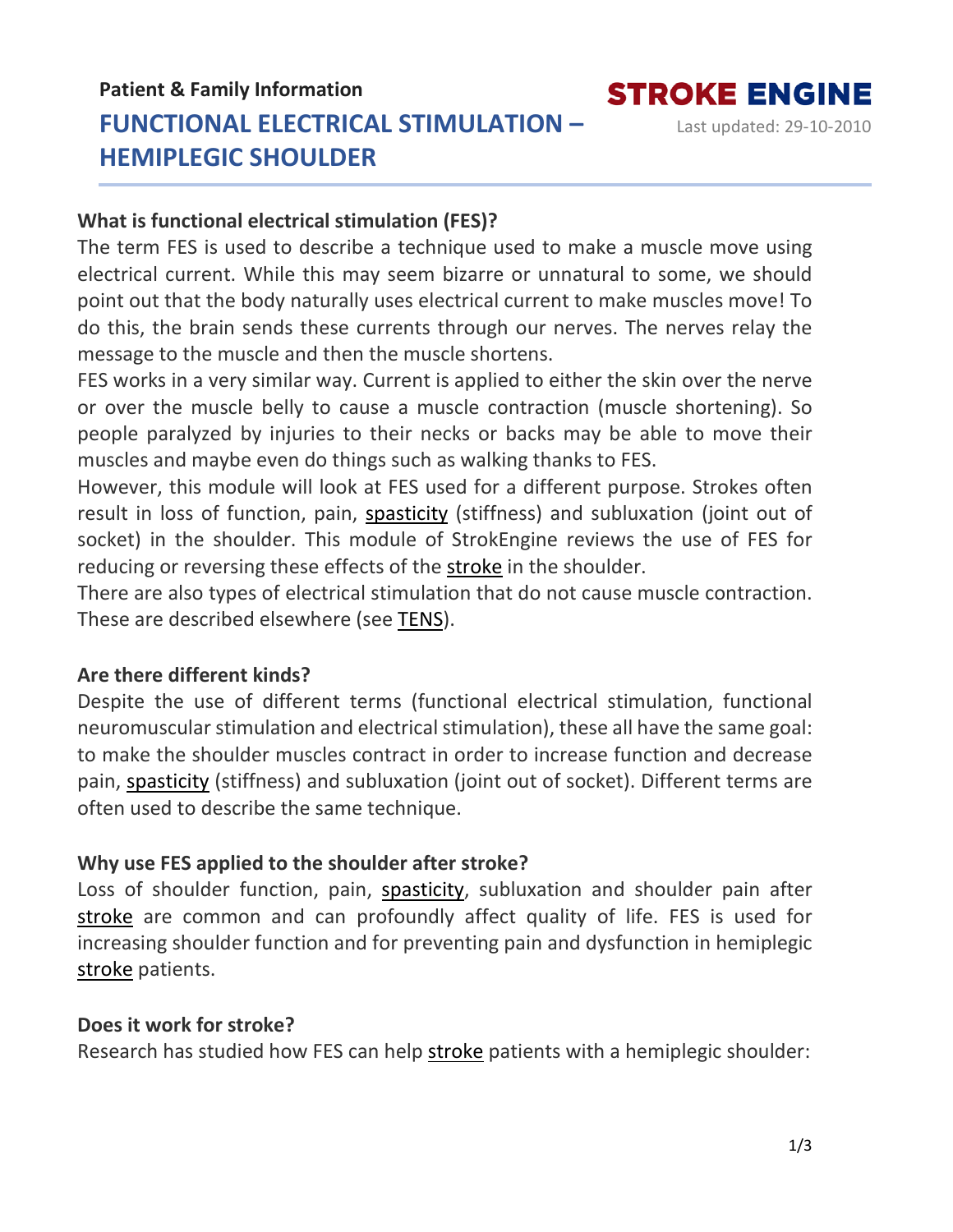Patient & Family Information

# FUNCTIONAL ELECTRICAL STIMULATION – HEMIPLEGIC SHOULDER

STROKE ENGINE

Last updated: 29-10-2010

## What is functional electrical stimulation (FES)?

The term FES is used to describe a technique used to make a muscle move using electrical current. While this may seem bizarre or unnatural to some, we should point out that the body naturally uses electrical current to make muscles move! To do this, the brain sends these currents through our nerves. The nerves relay the message to the muscle and then the muscle shortens.

FES works in a very similar way. Current is applied to either the skin over the nerve or over the muscle belly to cause a muscle contraction (muscle shortening). So people paralyzed by injuries to their necks or backs may be able to move their muscles and maybe even do things such as walking thanks to FES.

However, this module will look at FES used for a different purpose. Strokes often result in loss of function, pain, spasticity (stiffness) and subluxation (joint out of socket) in the shoulder. This module of StrokEngine reviews the use of FES for reducing or reversing these effects of the stroke in the shoulder.

There are also types of electrical stimulation that do not cause muscle contraction. These are described elsewhere (see TENS).

## Are there different kinds?

Despite the use of different terms (functional electrical stimulation, functional neuromuscular stimulation and electrical stimulation), these all have the same goal: to make the shoulder muscles contract in order to increase function and decrease pain, spasticity (stiffness) and subluxation (joint out of socket). Different terms are often used to describe the same technique.

## Why use FES applied to the shoulder after stroke?

Loss of shoulder function, pain, spasticity, subluxation and shoulder pain after stroke are common and can profoundly affect quality of life. FES is used for increasing shoulder function and for preventing pain and dysfunction in hemiplegic stroke patients.

## Does it work for stroke?

Research has studied how FES can help stroke patients with a hemiplegic shoulder: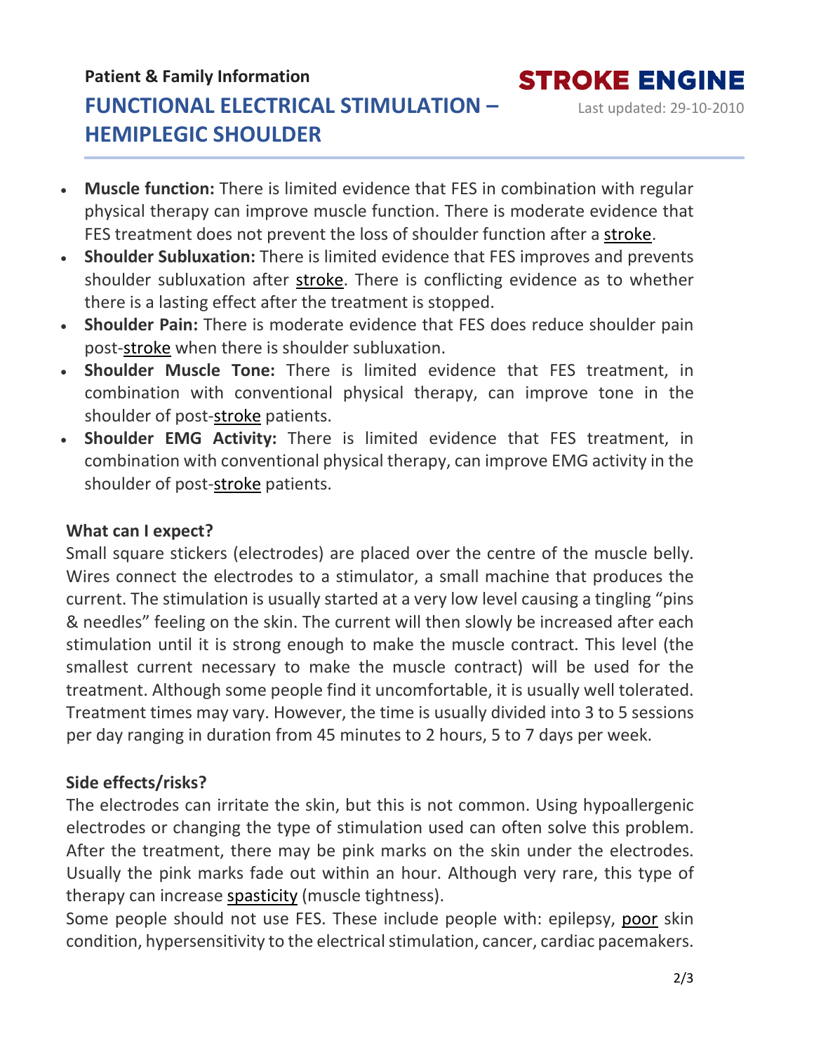- **Muscle function:** There is limited evidence that FES in combination with regular physical therapy can improve muscle function. There is moderate evidence that FES treatment does not prevent the loss of shoulder function after a stroke.
- **Shoulder Subluxation:** There is limited evidence that FES improves and prevents shoulder subluxation after stroke. There is conflicting evidence as to whether there is a lasting effect after the treatment is stopped.
- **Shoulder Pain:** There is moderate evidence that FES does reduce shoulder pain post-stroke when there is shoulder subluxation.
- **Shoulder Muscle Tone:** There is limited evidence that FES treatment, in combination with conventional physical therapy, can improve tone in the shoulder of post-stroke patients.
- **Shoulder EMG Activity:** There is limited evidence that FES treatment, in combination with conventional physical therapy, can improve EMG activity in the shoulder of post-stroke patients.

### What can I expect?

Small square stickers (electrodes) are placed over the centre of the muscle belly. Wires connect the electrodes to a stimulator, a small machine that produces the current. The stimulation is usually started at a very low level causing a tingling "pins & needles" feeling on the skin. The current will then slowly be increased after each stimulation until it is strong enough to make the muscle contract. This level (the smallest current necessary to make the muscle contract) will be used for the treatment. Although some people find it uncomfortable, it is usually well tolerated. Treatment times may vary. However, the time is usually divided into 3 to 5 sessions per day ranging in duration from 45 minutes to 2 hours, 5 to 7 days per week.

### Side effects/risks?

The electrodes can irritate the skin, but this is not common. Using hypoallergenic electrodes or changing the type of stimulation used can often solve this problem. After the treatment, there may be pink marks on the skin under the electrodes. Usually the pink marks fade out within an hour. Although very rare, this type of therapy can increase spasticity (muscle tightness).

Some people should not use FES. These include people with: epilepsy, poor skin condition, hypersensitivity to the electrical stimulation, cancer, cardiac pacemakers.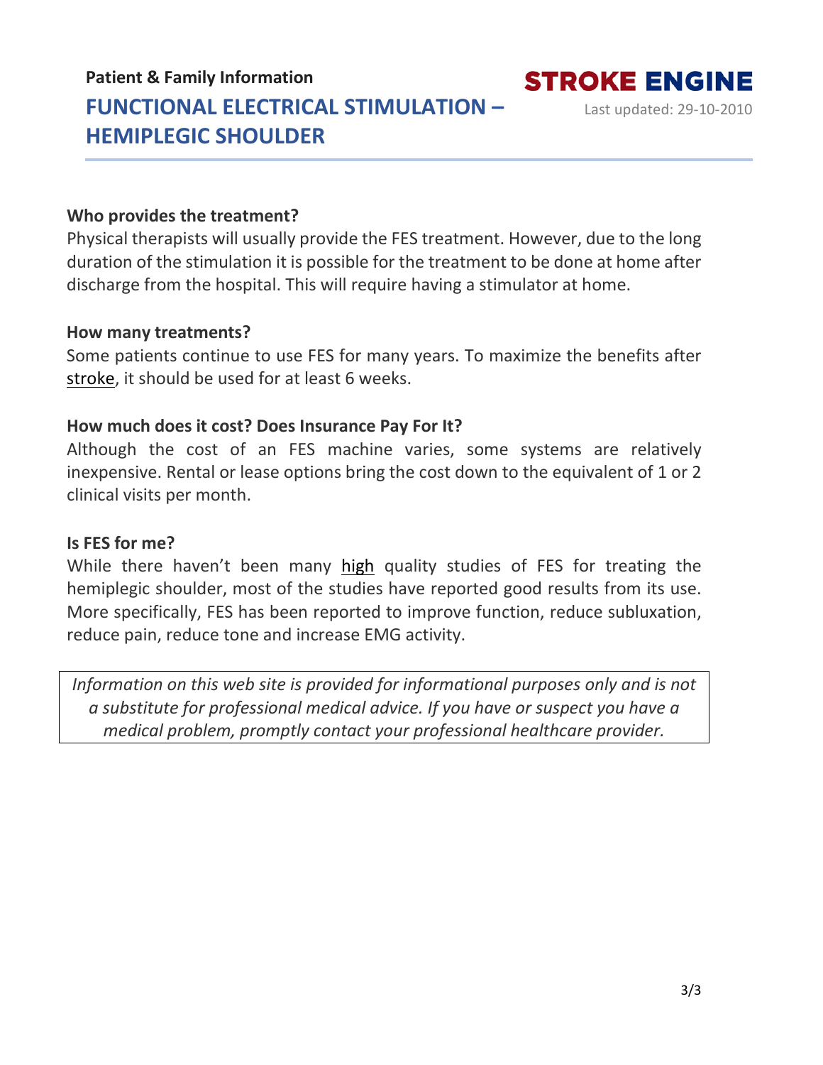Patient & Family Information

# FUNCTIONAL ELECTRICAL STIMULATION – HEMIPLEGIC SHOULDER

STROKE ENGINE

Last updated: 29-10-2010

### Who provides the treatment?

Physical therapists will usually provide the FES treatment. However, due to the long duration of the stimulation it is possible for the treatment to be done at home after discharge from the hospital. This will require having a stimulator at home.

### How many treatments?

Some patients continue to use FES for many years. To maximize the benefits after stroke, it should be used for at least 6 weeks.

### How much does it cost? Does Insurance Pay For It?

Although the cost of an FES machine varies, some systems are relatively inexpensive. Rental or lease options bring the cost down to the equivalent of 1 or 2 clinical visits per month.

### Is FES for me?

While there haven't been many high quality studies of FES for treating the hemiplegic shoulder, most of the studies have reported good results from its use. More specifically, FES has been reported to improve function, reduce subluxation, reduce pain, reduce tone and increase EMG activity.

*Information on this web site is provided for informational purposes only and is not a substitute for professional medical advice. If you have or suspect you have a medical problem, promptly contact your professional healthcare provider.*